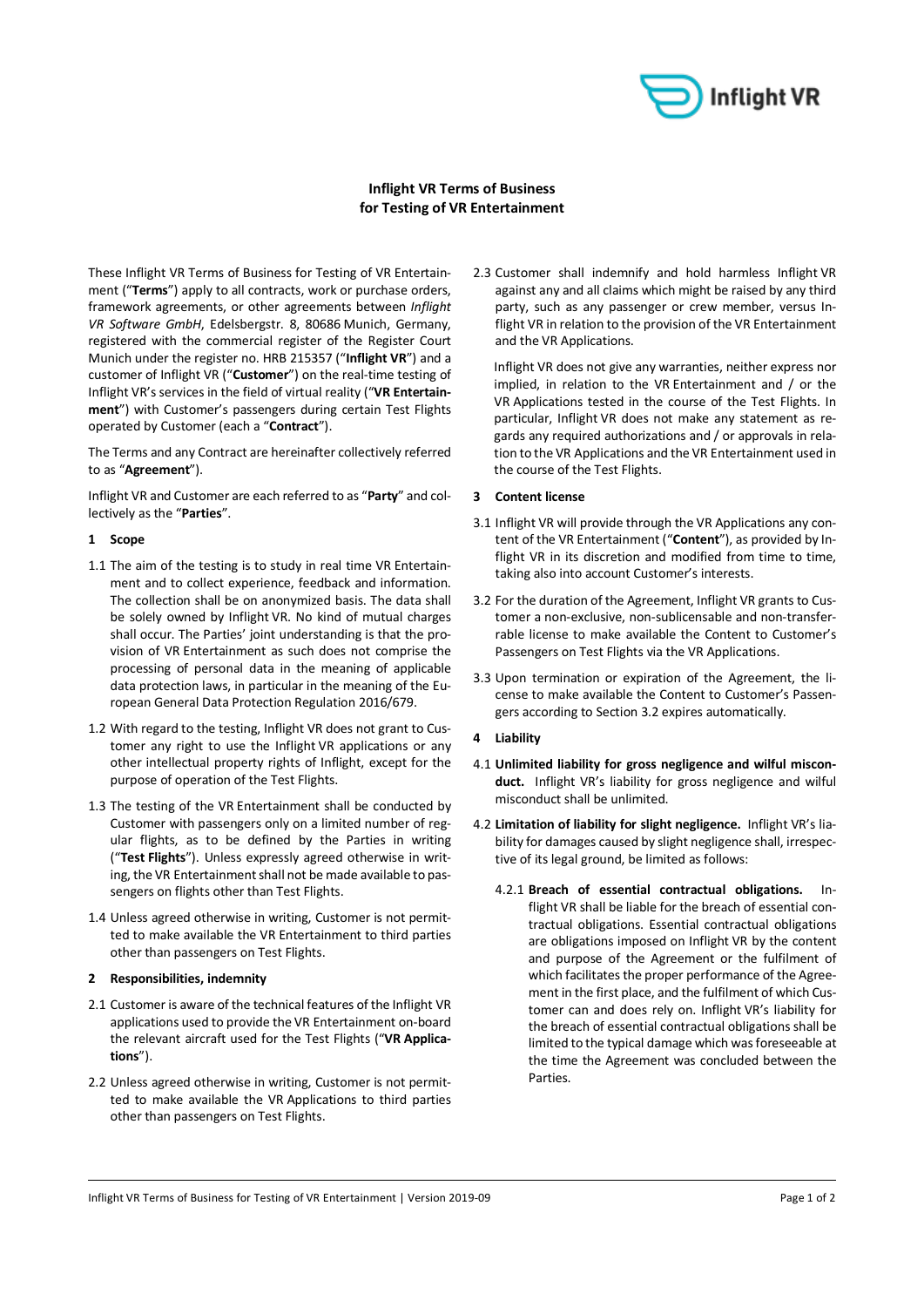# Inflight VR Terms of Business for Testing of VR Entertainment

These Inflight VR Terms of Business for Testing of VR Entertainment ("**Terms**") apply to all contracts, work or purchase orders, framework agreements, or other agreements between *Inflight VR Software GmbH*, Edelsbergstr. 8, 80686 Munich, Germany, registered with the commercial register of the Register Court Munich under the register no. HRB 215357 ("**Inflight VR**") and a customer of Inflight VR ("**Customer**") on the real-time testing of Inflight VR's services in the field of virtual reality ("**VR Entertainment**") with Customer's passengers during certain Test Flights operated by Customer (each a "**Contract**").

The Terms and any Contract are hereinafter collectively referred to as "**Agreement**").

Inflight VR and Customer are each referred to as "**Party**" and collectively as the "**Parties**".

## 1 Scope

1.1 The aim of the testing is to study in real time VR Entertainment and to collect experience, feedback and information. The collection shall be on anonymized basis. The data shall be solely owned by Inflight VR. No kind of mutual charges shall occur. The Parties' joint understanding is that the provision of VR Entertainment as such does not comprise the processing of personal data in the meaning of applicable data protection laws, in particular in the meaning of the European General Data Protection Regulation 2016/679.

1.2 With regard to the testing, Inflight VR does not grant to Customer any right to use the Inflight VR applications or any other intellectual property rights of Inflight, except for the purpose of operation of the Test Flights.

1.3 The testing of the VR Entertainment shall be conducted by Customer with passengers only on a limited number of regular flights, as to be defined by the Parties in writing ("**Test Flights**"). Unless expressly agreed otherwise in writing, the VR Entertainment shall not be made available to passengers on flights other than Test Flights.

1.4 Unless agreed otherwise in writing, Customer is not permitted to make available the VR Entertainment to third parties other than passengers on Test Flights.

## 2 Responsibilities, indemnity

2.1 Customer is aware of the technical features of the Inflight VR applications used to provide the VR Entertainment on-board the relevant aircraft used for the Test Flights ("**VR Applications**").

2.2 Unless agreed otherwise in writing, Customer is not permitted to make available the VR Applications to third parties other than passengers on Test Flights.

2.3 Customer shall indemnify and hold harmless Inflight VR against any and all claims which might be raised by any third party, such as any passenger or crew member, versus Inflight VR in relation to the provision of the VR Entertainment and the VR Applications.

Inflight VR does not give any warranties, neither express nor implied, in relation to the VR Entertainment and / or the VR Applications tested in the course of the Test Flights. In particular, Inflight VR does not make any statement as regards any required authorizations and / or approvals in relation to the VR Applications and the VR Entertainment used in the course of the Test Flights.

## 3 Content license

3.1 Inflight VR will provide through the VR Applications any content of the VR Entertainment ("**Content**"), as provided by Inflight VR in its discretion and modified from time to time, taking also into account Customer's interests.

3.2 For the duration of the Agreement, Inflight VR grants to Customer a non-exclusive, non-sublicensable and non-transferable license to make available the Content to Customer's Passengers on Test Flights via the VR Applications.

3.3 Upon termination or expiration of the Agreement, the license to make available the Content to Customer's Passengers according to Section 3.2 expires automatically.

## 4 Liability

4.1 **Unlimited liability for gross negligence and wilful misconduct.** Inflight VR's liability for gross negligence and wilful misconduct shall be unlimited.

4.2 **Limitation of liability for slight negligence.** Inflight VR's liability for damages caused by slight negligence shall, irrespective of its legal ground, be limited as follows:

4.2.1 **Breach of essential contractual obligations.** Inflight VR shall be liable for the breach of essential contractual obligations. Essential contractual obligations are obligations imposed on Inflight VR by the content and purpose of the Agreement or the fulfilment of which facilitates the proper performance of the Agreement in the first place, and the fulfilment of which Customer can and does rely on. Inflight VR's liability for the breach of essential contractual obligations shall be limited to the typical damage which was foreseeable at the time the Agreement was concluded between the Parties.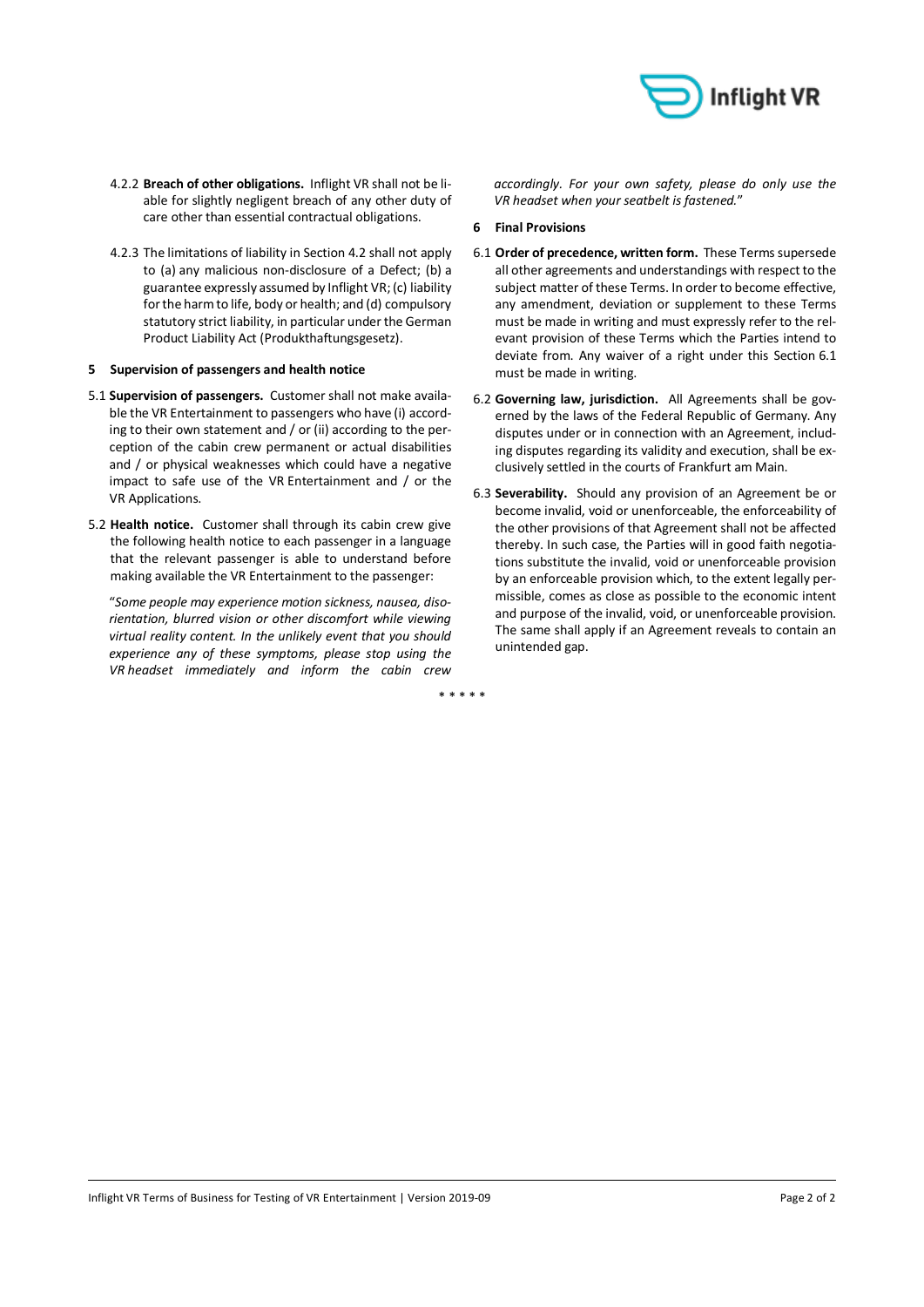4.2.2 **Breach of other obligations.** Inflight VR shall not be liable for slightly negligent breach of any other duty of care other than essential contractual obligations.

4.2.3 The limitations of liability in Section 4.2 shall not apply to (a) any malicious non-disclosure of a Defect; (b) a guarantee expressly assumed by Inflight VR; (c) liability for the harm to life, body or health; and (d) compulsory statutory strict liability, in particular under the German Product Liability Act (Produkthaftungsgesetz).

## 5 Supervision of passengers and health notice

5.1 **Supervision of passengers.** Customer shall not make available the VR Entertainment to passengers who have (i) according to their own statement and / or (ii) according to the perception of the cabin crew permanent or actual disabilities and / or physical weaknesses which could have a negative impact to safe use of the VR Entertainment and / or the VR Applications.

5.2 **Health notice.** Customer shall through its cabin crew give the following health notice to each passenger in a language that the relevant passenger is able to understand before making available the VR Entertainment to the passenger:

"*Some people may experience motion sickness, nausea, disorientation, blurred vision or other discomfort while viewing virtual reality content. In the unlikely event that you should experience any of these symptoms, please stop using the VR headset immediately and inform the cabin crew accordingly. For your own safety, please do only use the VR headset when your seatbelt is fastened.*"

## 6 Final Provisions

6.1 **Order of precedence, written form.** These Terms supersede all other agreements and understandings with respect to the subject matter of these Terms. In order to become effective, any amendment, deviation or supplement to these Terms must be made in writing and must expressly refer to the relevant provision of these Terms which the Parties intend to deviate from. Any waiver of a right under this Section 6.1 must be made in writing.

6.2 **Governing law, jurisdiction.** All Agreements shall be governed by the laws of the Federal Republic of Germany. Any disputes under or in connection with an Agreement, including disputes regarding its validity and execution, shall be exclusively settled in the courts of Frankfurt am Main.

6.3 **Severability.** Should any provision of an Agreement be or become invalid, void or unenforceable, the enforceability of the other provisions of that Agreement shall not be affected thereby. In such case, the Parties will in good faith negotiations substitute the invalid, void or unenforceable provision by an enforceable provision which, to the extent legally permissible, comes as close as possible to the economic intent and purpose of the invalid, void, or unenforceable provision. The same shall apply if an Agreement reveals to contain an unintended gap.

\* \* \* \* \*